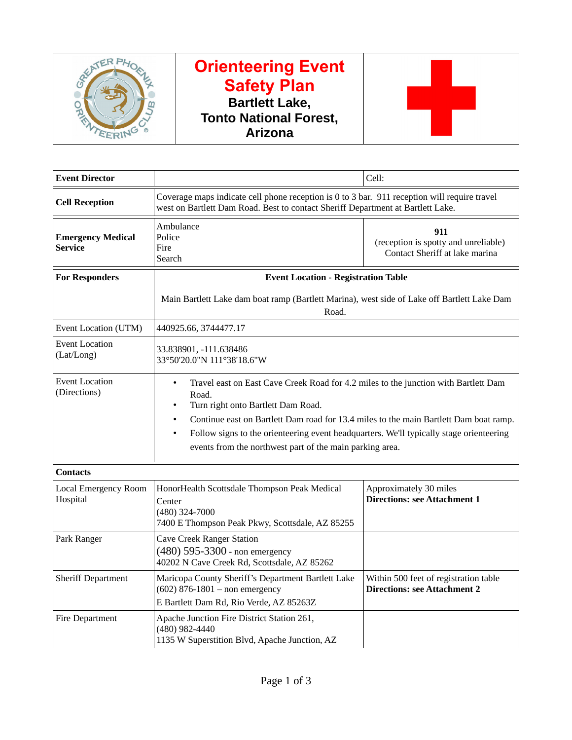# Orienteering Event Safety Plan

## Bartlett Lake, Tonto National Forest, Arizona

| | | |
|---|---|---|
| **Event Director** | | Cell: |
| **Cell Reception** | Coverage maps indicate cell phone reception is 0 to 3 bar. 911 reception will require travel west on Bartlett Dam Road. Best to contact Sheriff Department at Bartlett Lake. | |
| **Emergency Medical Service** | Ambulance<br>Police<br>Fire<br>Search | **911**<br>(reception is spotty and unreliable)<br>Contact Sheriff at lake marina |
| **For Responders** | **Event Location - Registration Table**<br><br>Main Bartlett Lake dam boat ramp (Bartlett Marina), west side of Lake off Bartlett Lake Dam Road. | |
| Event Location (UTM) | 440925.66, 3744477.17 | |
| Event Location (Lat/Long) | 33.838901, -111.638486<br>33°50'20.0"N 111°38'18.6"W | |
| Event Location (Directions) | • Travel east on East Cave Creek Road for 4.2 miles to the junction with Bartlett Dam Road.<br>• Turn right onto Bartlett Dam Road.<br>• Continue east on Bartlett Dam road for 13.4 miles to the main Bartlett Dam boat ramp.<br>• Follow signs to the orienteering event headquarters. We'll typically stage orienteering events from the northwest part of the main parking area. | |
| **Contacts** | | |
| Local Emergency Room Hospital | HonorHealth Scottsdale Thompson Peak Medical Center<br>(480) 324-7000<br>7400 E Thompson Peak Pkwy, Scottsdale, AZ 85255 | Approximately 30 miles<br>**Directions: see Attachment 1** |
| Park Ranger | Cave Creek Ranger Station<br>(480) 595-3300 - non emergency<br>40202 N Cave Creek Rd, Scottsdale, AZ 85262 | |
| Sheriff Department | Maricopa County Sheriff's Department Bartlett Lake<br>(602) 876-1801 – non emergency<br>E Bartlett Dam Rd, Rio Verde, AZ 85263Z | Within 500 feet of registration table<br>**Directions: see Attachment 2** |
| Fire Department | Apache Junction Fire District Station 261,<br>(480) 982-4440<br>1135 W Superstition Blvd, Apache Junction, AZ | |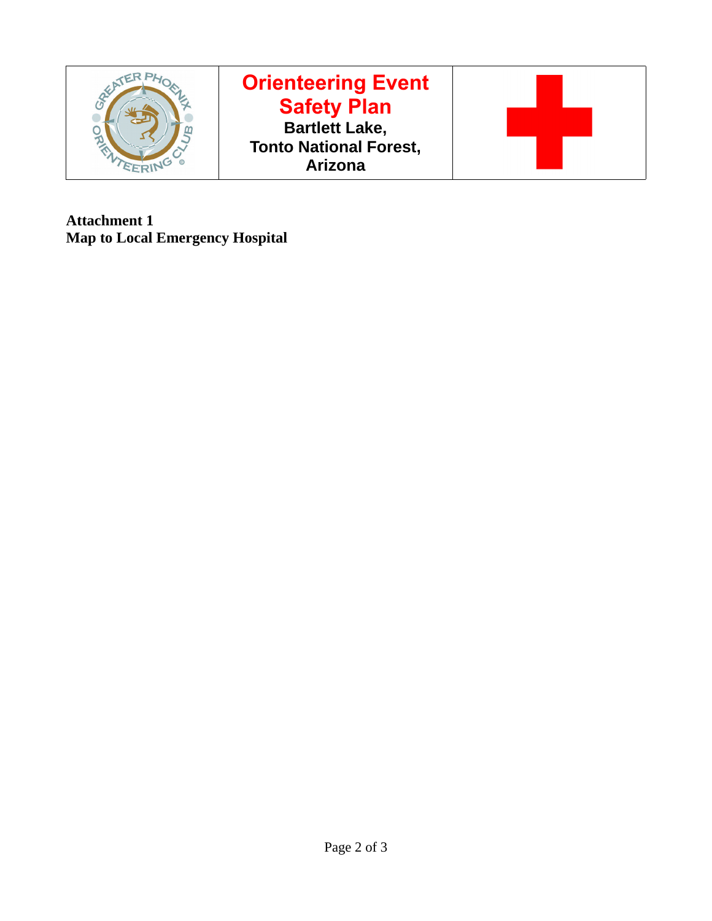| | **Orienteering Event Safety Plan**<br>**Bartlett Lake, Tonto National Forest, Arizona** | |
|---|---|---|

**Attachment 1**
**Map to Local Emergency Hospital**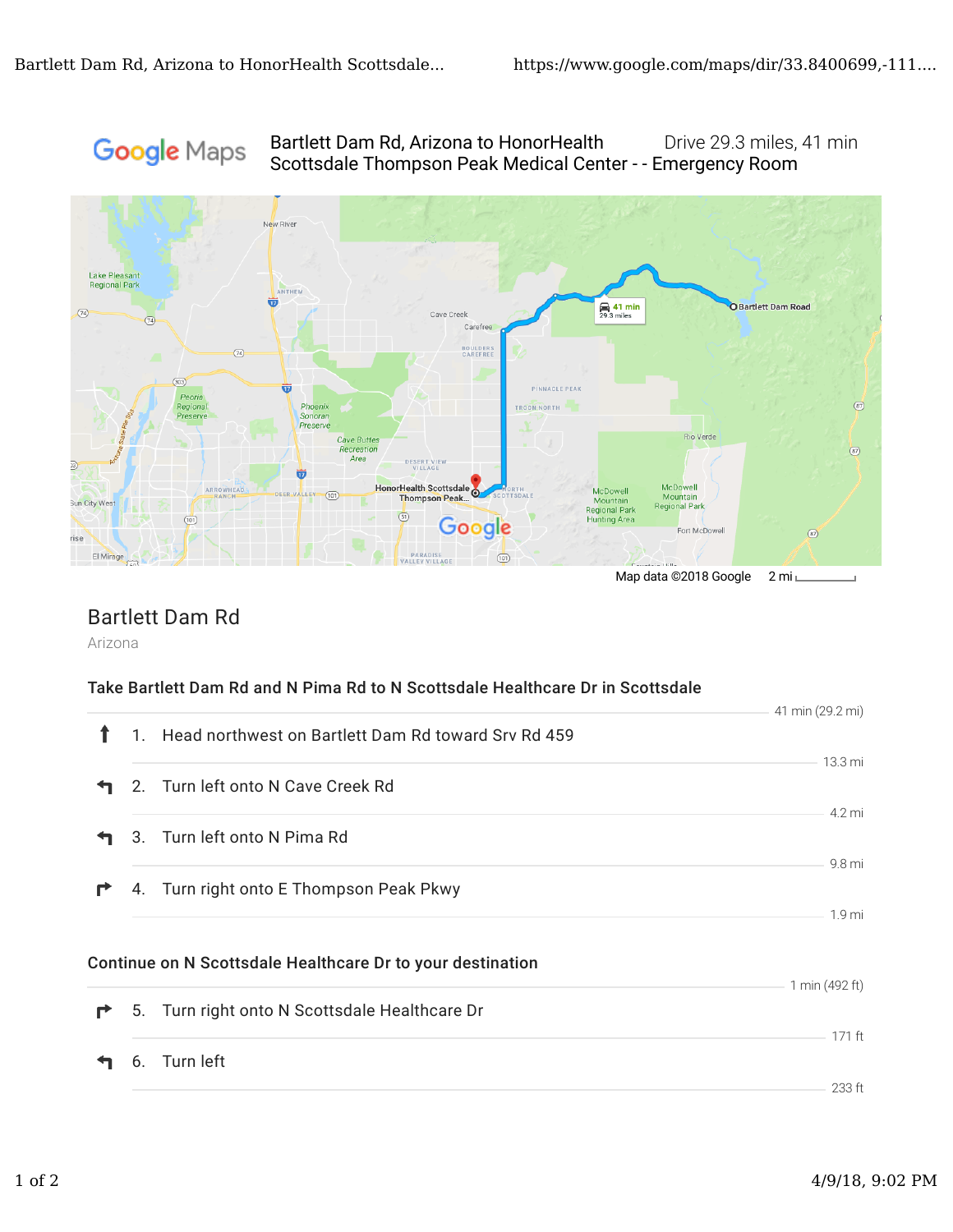Google Maps

Bartlett Dam Rd, Arizona to HonorHealth Scottsdale Thompson Peak Medical Center - - Emergency Room

Drive 29.3 miles, 41 min

Map data ©2018 Google 2 mi

## Bartlett Dam Rd

Arizona

### Take Bartlett Dam Rd and N Pima Rd to N Scottsdale Healthcare Dr in Scottsdale

41 min (29.2 mi)

1. Head northwest on Bartlett Dam Rd toward Srv Rd 459

   13.3 mi

2. Turn left onto N Cave Creek Rd

   4.2 mi

3. Turn left onto N Pima Rd

   9.8 mi

4. Turn right onto E Thompson Peak Pkwy

   1.9 mi

### Continue on N Scottsdale Healthcare Dr to your destination

1 min (492 ft)

5. Turn right onto N Scottsdale Healthcare Dr

   171 ft

6. Turn left

   233 ft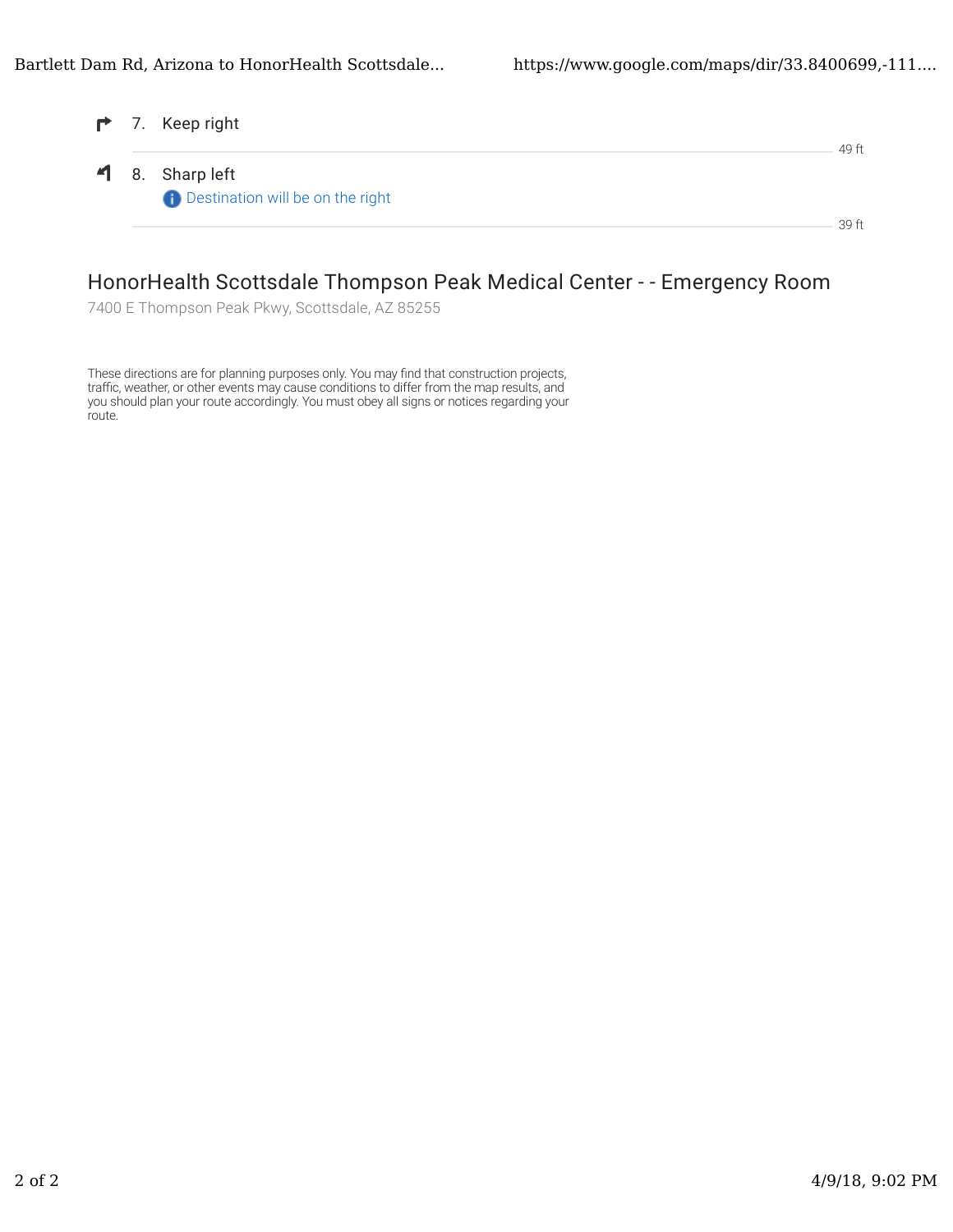7. Keep right

49 ft

8. Sharp left

Destination will be on the right

39 ft

## HonorHealth Scottsdale Thompson Peak Medical Center - - Emergency Room

7400 E Thompson Peak Pkwy, Scottsdale, AZ 85255

These directions are for planning purposes only. You may find that construction projects, traffic, weather, or other events may cause conditions to differ from the map results, and you should plan your route accordingly. You must obey all signs or notices regarding your route.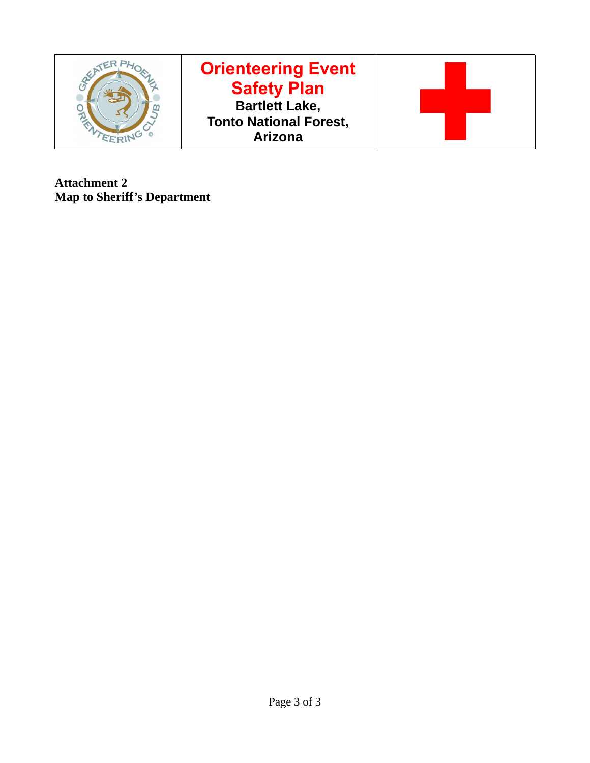| | Orienteering Event Safety Plan<br>Bartlett Lake,<br>Tonto National Forest,<br>Arizona | |
|---|---|---|

**Attachment 2**
**Map to Sheriff's Department**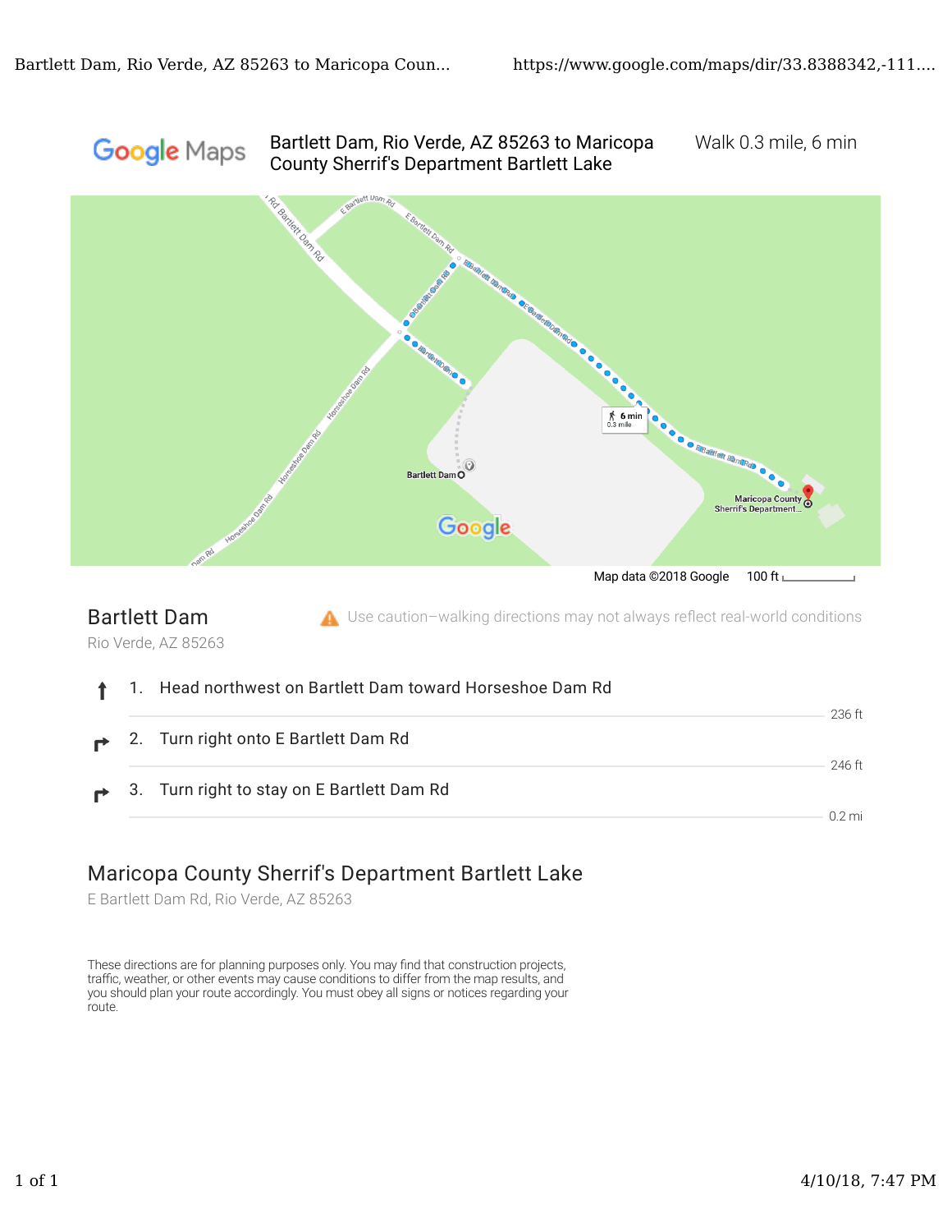Google Maps

Bartlett Dam, Rio Verde, AZ 85263 to Maricopa County Sherrif's Department Bartlett Lake

Walk 0.3 mile, 6 min

Map data ©2018 Google 100 ft

## Bartlett Dam

Rio Verde, AZ 85263

Use caution–walking directions may not always reflect real-world conditions

1. Head northwest on Bartlett Dam toward Horseshoe Dam Rd

   236 ft

2. Turn right onto E Bartlett Dam Rd

   246 ft

3. Turn right to stay on E Bartlett Dam Rd

   0.2 mi

## Maricopa County Sherrif's Department Bartlett Lake

E Bartlett Dam Rd, Rio Verde, AZ 85263

These directions are for planning purposes only. You may find that construction projects, traffic, weather, or other events may cause conditions to differ from the map results, and you should plan your route accordingly. You must obey all signs or notices regarding your route.